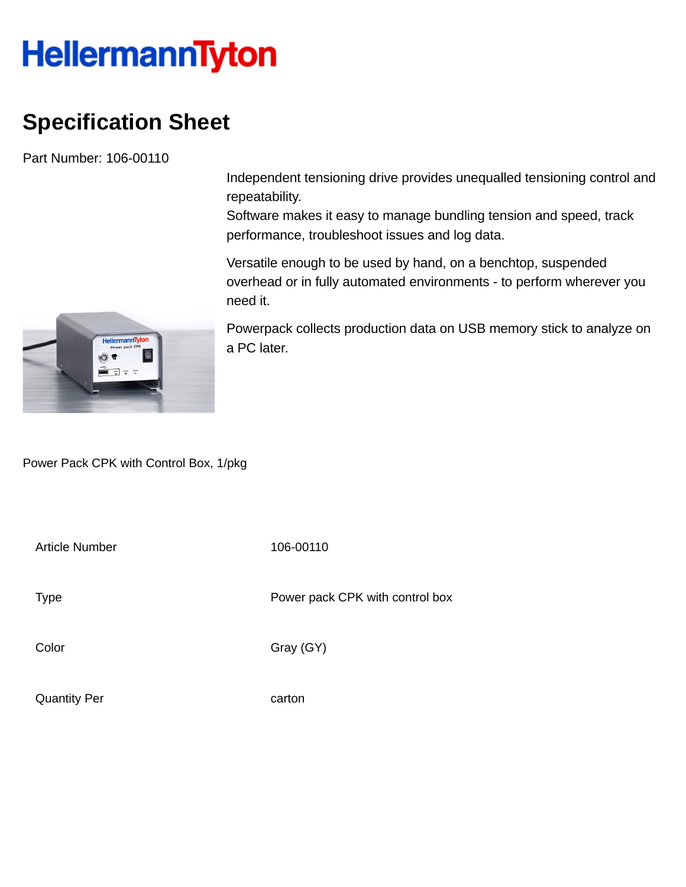HellermannTyton

# Specification Sheet

Part Number: 106-00110

Independent tensioning drive provides unequalled tensioning control and repeatability.
Software makes it easy to manage bundling tension and speed, track performance, troubleshoot issues and log data.

Versatile enough to be used by hand, on a benchtop, suspended overhead or in fully automated environments - to perform wherever you need it.

Powerpack collects production data on USB memory stick to analyze on a PC later.

Power Pack CPK with Control Box, 1/pkg

| | |
|---|---|
| Article Number | 106-00110 |
| Type | Power pack CPK with control box |
| Color | Gray (GY) |
| Quantity Per | carton |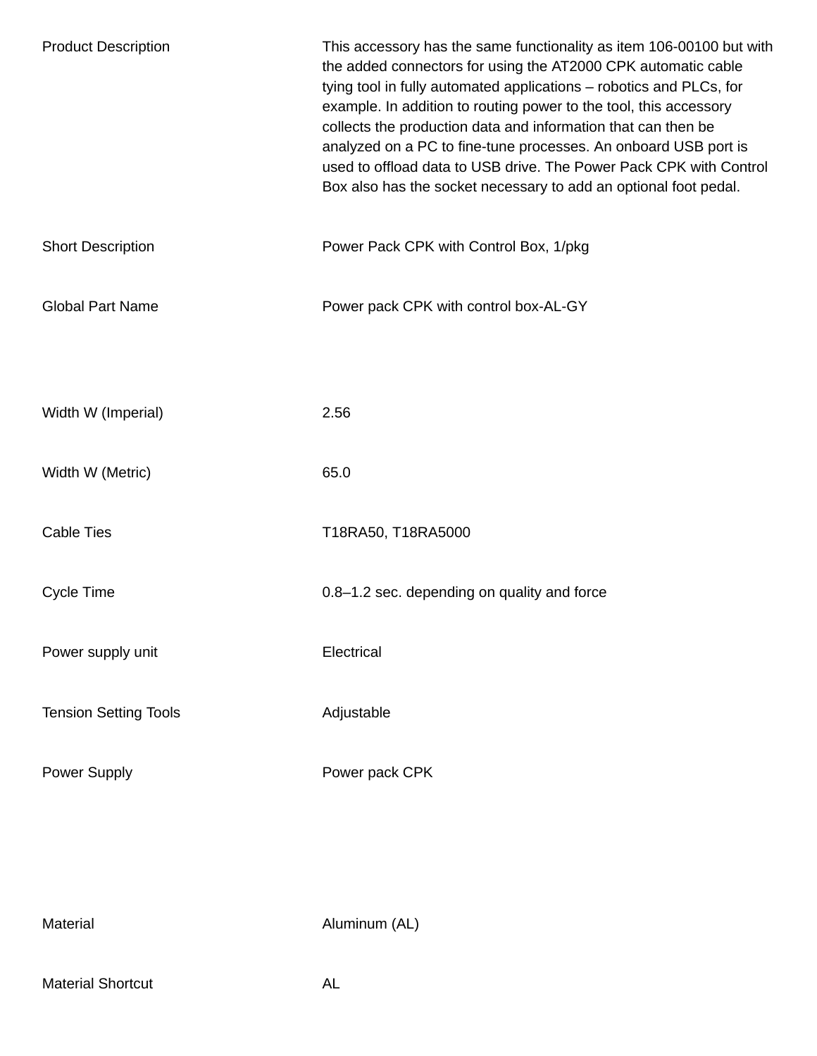| | |
|---|---|
| Product Description | This accessory has the same functionality as item 106-00100 but with the added connectors for using the AT2000 CPK automatic cable tying tool in fully automated applications – robotics and PLCs, for example. In addition to routing power to the tool, this accessory collects the production data and information that can then be analyzed on a PC to fine-tune processes. An onboard USB port is used to offload data to USB drive. The Power Pack CPK with Control Box also has the socket necessary to add an optional foot pedal. |
| Short Description | Power Pack CPK with Control Box, 1/pkg |
| Global Part Name | Power pack CPK with control box-AL-GY |

| | |
|---|---|
| Width W (Imperial) | 2.56 |
| Width W (Metric) | 65.0 |
| Cable Ties | T18RA50, T18RA5000 |
| Cycle Time | 0.8–1.2 sec. depending on quality and force |
| Power supply unit | Electrical |
| Tension Setting Tools | Adjustable |
| Power Supply | Power pack CPK |

| | |
|---|---|
| Material | Aluminum (AL) |
| Material Shortcut | AL |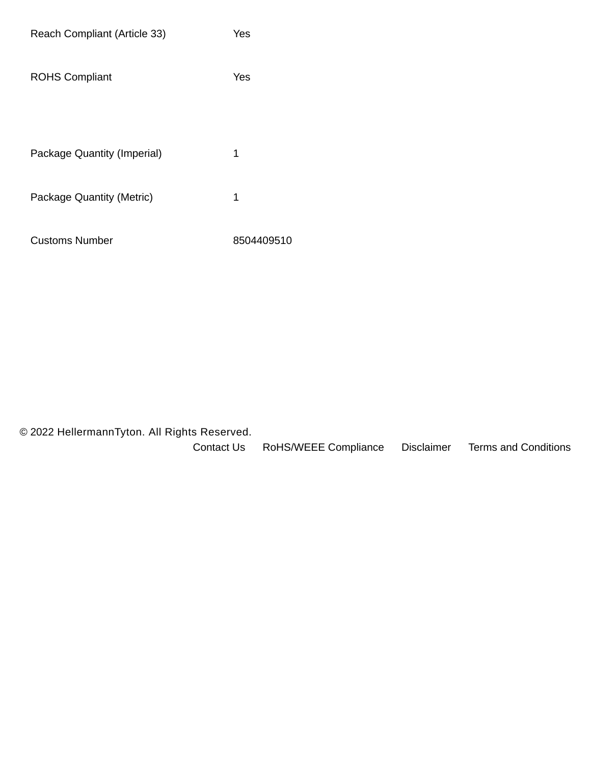| | |
|---|---|
| Reach Compliant (Article 33) | Yes |
| ROHS Compliant | Yes |
| Package Quantity (Imperial) | 1 |
| Package Quantity (Metric) | 1 |
| Customs Number | 8504409510 |

© 2022 HellermannTyton. All Rights Reserved.

Contact Us RoHS/WEEE Compliance Disclaimer Terms and Conditions